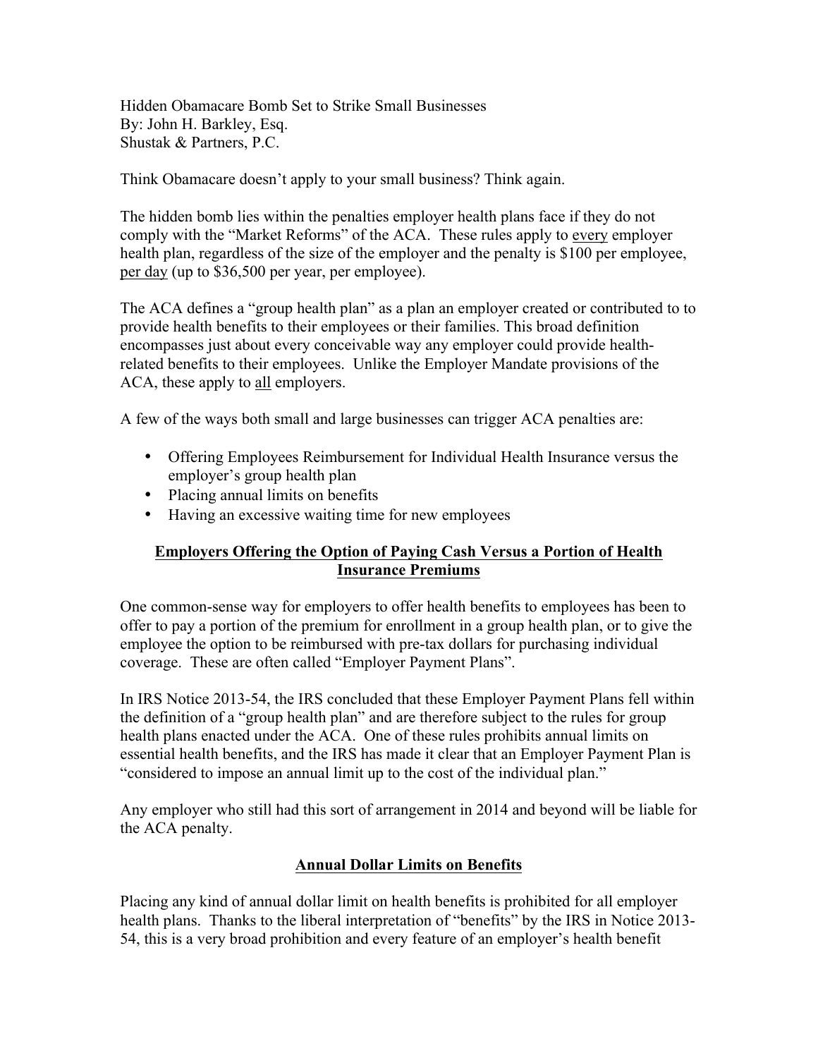Hidden Obamacare Bomb Set to Strike Small Businesses
By: John H. Barkley, Esq.
Shustak & Partners, P.C.

Think Obamacare doesn't apply to your small business? Think again.

The hidden bomb lies within the penalties employer health plans face if they do not comply with the "Market Reforms" of the ACA. These rules apply to every employer health plan, regardless of the size of the employer and the penalty is $100 per employee, per day (up to $36,500 per year, per employee).

The ACA defines a "group health plan" as a plan an employer created or contributed to to provide health benefits to their employees or their families. This broad definition encompasses just about every conceivable way any employer could provide health-related benefits to their employees. Unlike the Employer Mandate provisions of the ACA, these apply to all employers.

A few of the ways both small and large businesses can trigger ACA penalties are:

- Offering Employees Reimbursement for Individual Health Insurance versus the employer's group health plan
- Placing annual limits on benefits
- Having an excessive waiting time for new employees

## Employers Offering the Option of Paying Cash Versus a Portion of Health Insurance Premiums

One common-sense way for employers to offer health benefits to employees has been to offer to pay a portion of the premium for enrollment in a group health plan, or to give the employee the option to be reimbursed with pre-tax dollars for purchasing individual coverage. These are often called "Employer Payment Plans".

In IRS Notice 2013-54, the IRS concluded that these Employer Payment Plans fell within the definition of a "group health plan" and are therefore subject to the rules for group health plans enacted under the ACA. One of these rules prohibits annual limits on essential health benefits, and the IRS has made it clear that an Employer Payment Plan is "considered to impose an annual limit up to the cost of the individual plan."

Any employer who still had this sort of arrangement in 2014 and beyond will be liable for the ACA penalty.

## Annual Dollar Limits on Benefits

Placing any kind of annual dollar limit on health benefits is prohibited for all employer health plans. Thanks to the liberal interpretation of "benefits" by the IRS in Notice 2013-54, this is a very broad prohibition and every feature of an employer's health benefit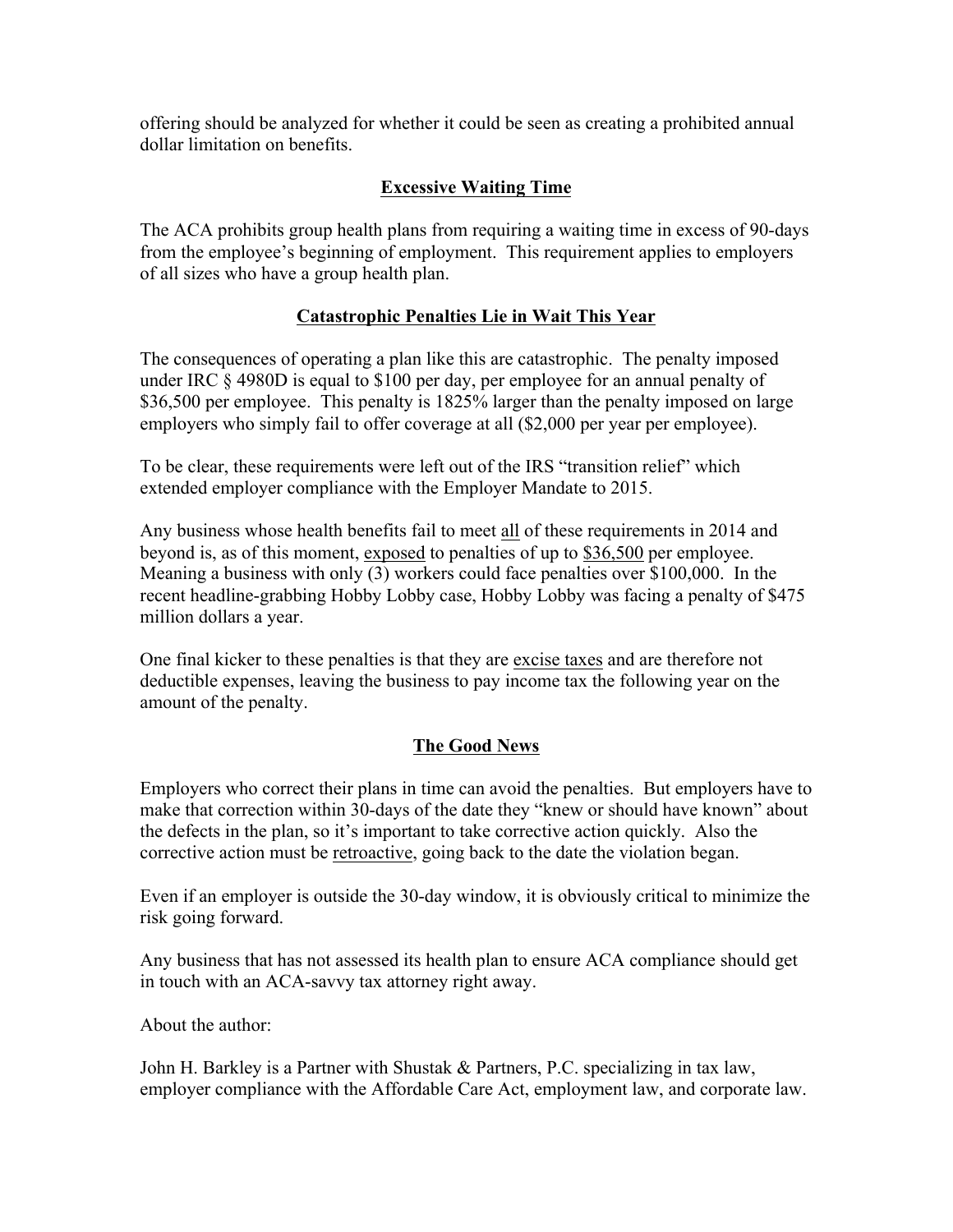offering should be analyzed for whether it could be seen as creating a prohibited annual dollar limitation on benefits.

## <u>Excessive Waiting Time</u>

The ACA prohibits group health plans from requiring a waiting time in excess of 90-days from the employee's beginning of employment. This requirement applies to employers of all sizes who have a group health plan.

## <u>Catastrophic Penalties Lie in Wait This Year</u>

The consequences of operating a plan like this are catastrophic. The penalty imposed under IRC § 4980D is equal to $100 per day, per employee for an annual penalty of $36,500 per employee. This penalty is 1825% larger than the penalty imposed on large employers who simply fail to offer coverage at all ($2,000 per year per employee).

To be clear, these requirements were left out of the IRS "transition relief" which extended employer compliance with the Employer Mandate to 2015.

Any business whose health benefits fail to meet <u>all</u> of these requirements in 2014 and beyond is, as of this moment, <u>exposed</u> to penalties of up to <u>$36,500</u> per employee. Meaning a business with only (3) workers could face penalties over $100,000. In the recent headline-grabbing Hobby Lobby case, Hobby Lobby was facing a penalty of $475 million dollars a year.

One final kicker to these penalties is that they are <u>excise taxes</u> and are therefore not deductible expenses, leaving the business to pay income tax the following year on the amount of the penalty.

## <u>The Good News</u>

Employers who correct their plans in time can avoid the penalties. But employers have to make that correction within 30-days of the date they "knew or should have known" about the defects in the plan, so it's important to take corrective action quickly. Also the corrective action must be <u>retroactive</u>, going back to the date the violation began.

Even if an employer is outside the 30-day window, it is obviously critical to minimize the risk going forward.

Any business that has not assessed its health plan to ensure ACA compliance should get in touch with an ACA-savvy tax attorney right away.

About the author:

John H. Barkley is a Partner with Shustak & Partners, P.C. specializing in tax law, employer compliance with the Affordable Care Act, employment law, and corporate law.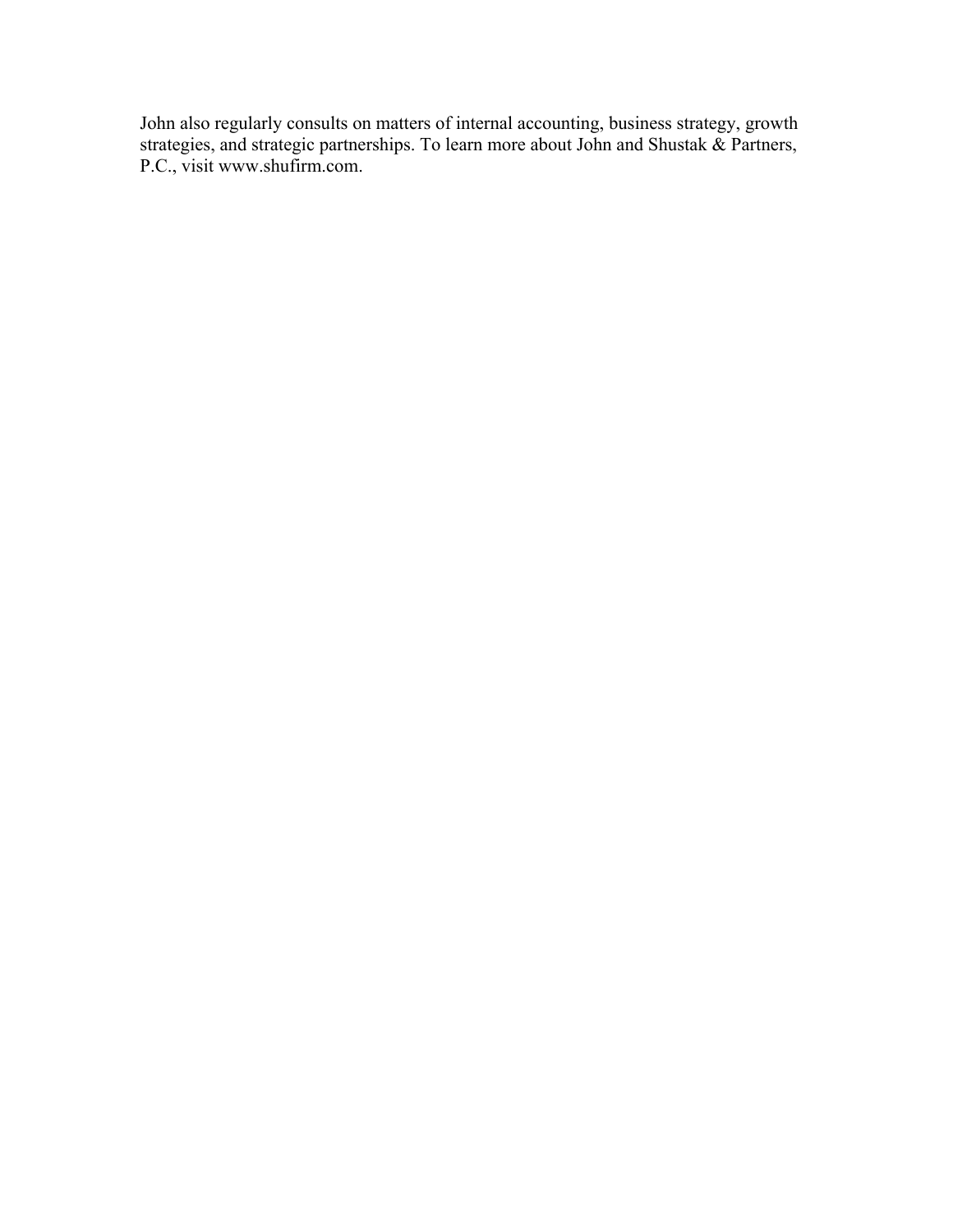John also regularly consults on matters of internal accounting, business strategy, growth strategies, and strategic partnerships. To learn more about John and Shustak & Partners, P.C., visit www.shufirm.com.